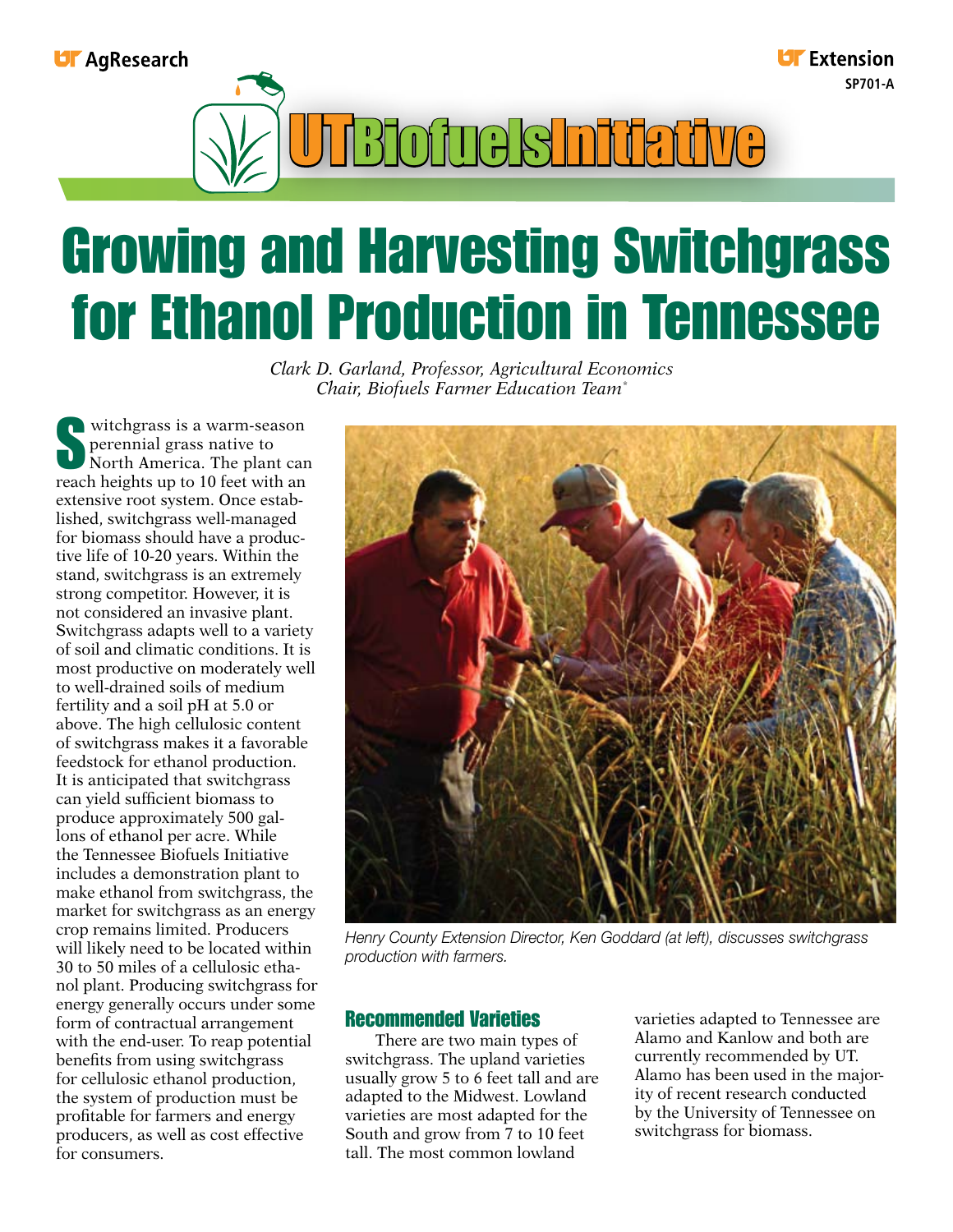UT AgResearch

UT Extension
SP701-A

UT Biofuels Initiative

# Growing and Harvesting Switchgrass for Ethanol Production in Tennessee

*Clark D. Garland, Professor, Agricultural Economics*
*Chair, Biofuels Farmer Education Team**

Switchgrass is a warm-season perennial grass native to North America. The plant can reach heights up to 10 feet with an extensive root system. Once established, switchgrass well-managed for biomass should have a productive life of 10-20 years. Within the stand, switchgrass is an extremely strong competitor. However, it is not considered an invasive plant. Switchgrass adapts well to a variety of soil and climatic conditions. It is most productive on moderately well to well-drained soils of medium fertility and a soil pH at 5.0 or above. The high cellulosic content of switchgrass makes it a favorable feedstock for ethanol production. It is anticipated that switchgrass can yield sufficient biomass to produce approximately 500 gallons of ethanol per acre. While the Tennessee Biofuels Initiative includes a demonstration plant to make ethanol from switchgrass, the market for switchgrass as an energy crop remains limited. Producers will likely need to be located within 30 to 50 miles of a cellulosic ethanol plant. Producing switchgrass for energy generally occurs under some form of contractual arrangement with the end-user. To reap potential benefits from using switchgrass for cellulosic ethanol production, the system of production must be profitable for farmers and energy producers, as well as cost effective for consumers.

*Henry County Extension Director, Ken Goddard (at left), discusses switchgrass production with farmers.*

## Recommended Varieties

There are two main types of switchgrass. The upland varieties usually grow 5 to 6 feet tall and are adapted to the Midwest. Lowland varieties are most adapted for the South and grow from 7 to 10 feet tall. The most common lowland varieties adapted to Tennessee are Alamo and Kanlow and both are currently recommended by UT. Alamo has been used in the majority of recent research conducted by the University of Tennessee on switchgrass for biomass.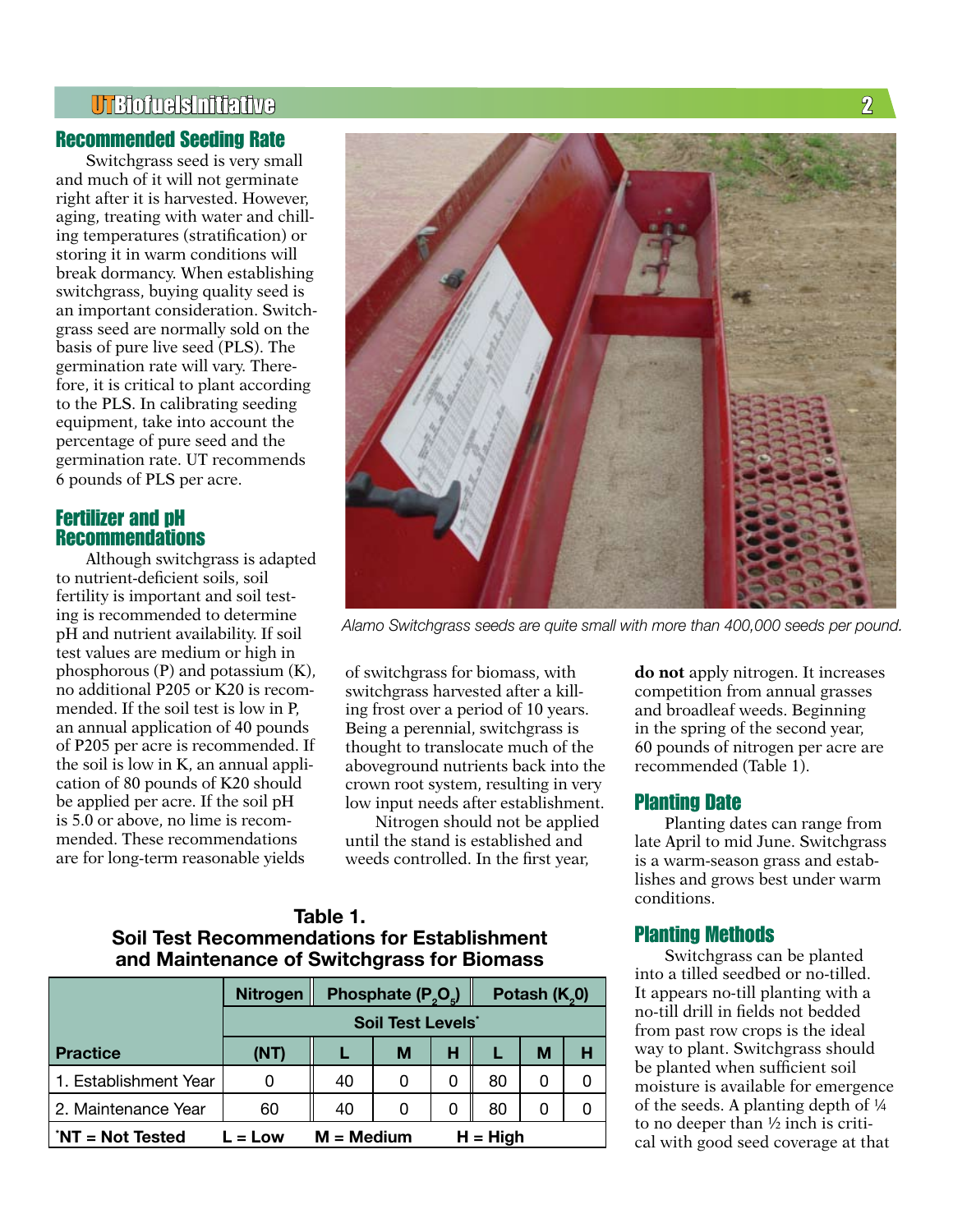## Recommended Seeding Rate

Switchgrass seed is very small and much of it will not germinate right after it is harvested. However, aging, treating with water and chilling temperatures (stratification) or storing it in warm conditions will break dormancy. When establishing switchgrass, buying quality seed is an important consideration. Switchgrass seed are normally sold on the basis of pure live seed (PLS). The germination rate will vary. Therefore, it is critical to plant according to the PLS. In calibrating seeding equipment, take into account the percentage of pure seed and the germination rate. UT recommends 6 pounds of PLS per acre.

## Fertilizer and pH Recommendations

Although switchgrass is adapted to nutrient-deficient soils, soil fertility is important and soil testing is recommended to determine pH and nutrient availability. If soil test values are medium or high in phosphorous (P) and potassium (K), no additional P205 or K20 is recommended. If the soil test is low in P, an annual application of 40 pounds of P205 per acre is recommended. If the soil is low in K, an annual application of 80 pounds of K20 should be applied per acre. If the soil pH is 5.0 or above, no lime is recommended. These recommendations are for long-term reasonable yields of switchgrass for biomass, with switchgrass harvested after a killing frost over a period of 10 years. Being a perennial, switchgrass is thought to translocate much of the aboveground nutrients back into the crown root system, resulting in very low input needs after establishment.

Nitrogen should not be applied until the stand is established and weeds controlled. In the first year, **do not** apply nitrogen. It increases competition from annual grasses and broadleaf weeds. Beginning in the spring of the second year, 60 pounds of nitrogen per acre are recommended (Table 1).

*Alamo Switchgrass seeds are quite small with more than 400,000 seeds per pound.*

**Table 1. Soil Test Recommendations for Establishment and Maintenance of Switchgrass for Biomass**

| | Nitrogen | Phosphate ($P_2O_5$) | | | Potash ($K_2O$) | | |
|---|---|---|---|---|---|---|---|
| | Soil Test Levels* | | | | | | |
| Practice | (NT) | L | M | H | L | M | H |
| 1. Establishment Year | 0 | 40 | 0 | 0 | 80 | 0 | 0 |
| 2. Maintenance Year | 60 | 40 | 0 | 0 | 80 | 0 | 0 |

*NT = Not Tested  L = Low  M = Medium  H = High

## Planting Date

Planting dates can range from late April to mid June. Switchgrass is a warm-season grass and establishes and grows best under warm conditions.

## Planting Methods

Switchgrass can be planted into a tilled seedbed or no-tilled. It appears no-till planting with a no-till drill in fields not bedded from past row crops is the ideal way to plant. Switchgrass should be planted when sufficient soil moisture is available for emergence of the seeds. A planting depth of ¼ to no deeper than ½ inch is critical with good seed coverage at that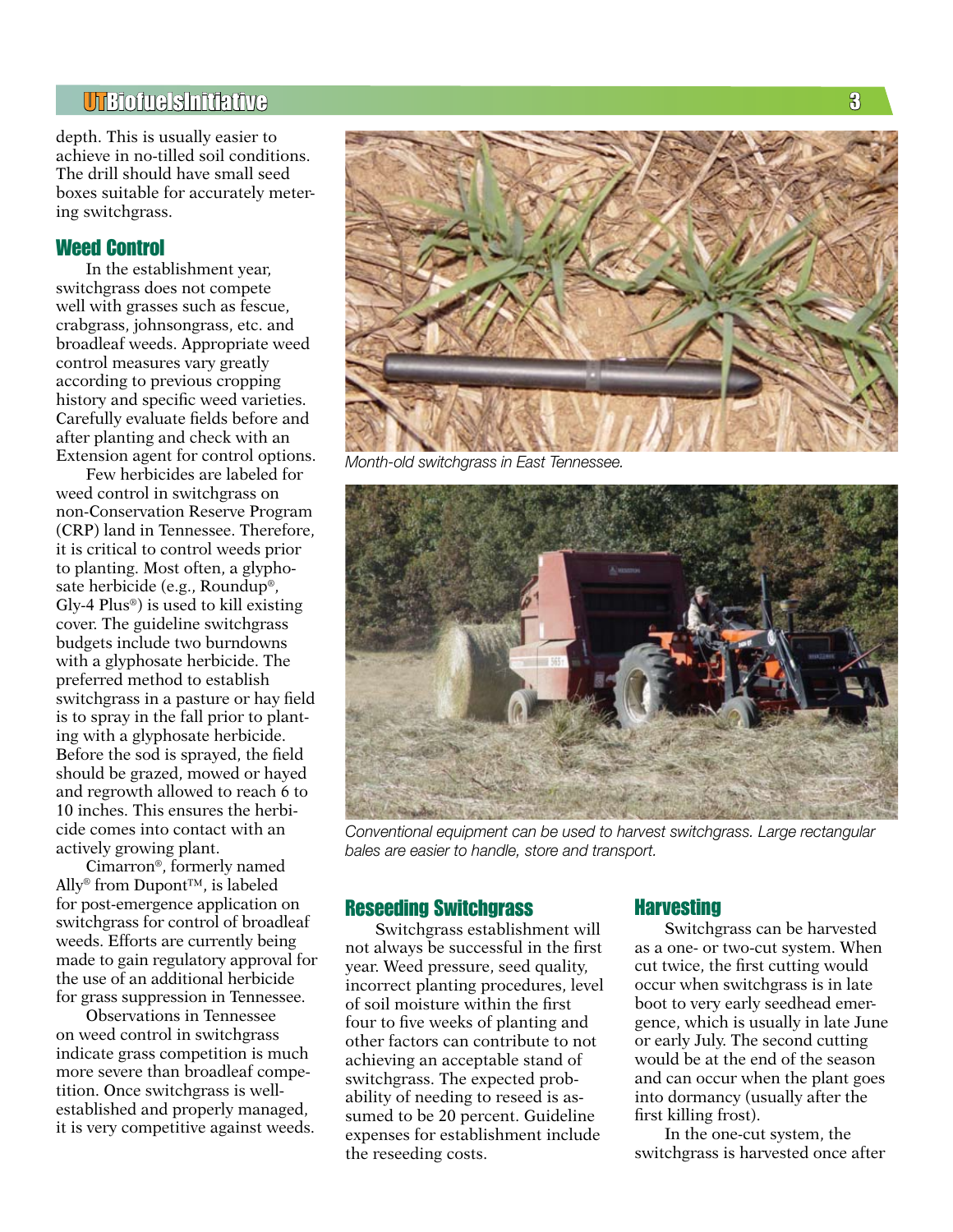depth. This is usually easier to achieve in no-tilled soil conditions. The drill should have small seed boxes suitable for accurately metering switchgrass.

## Weed Control

In the establishment year, switchgrass does not compete well with grasses such as fescue, crabgrass, johnsongrass, etc. and broadleaf weeds. Appropriate weed control measures vary greatly according to previous cropping history and specific weed varieties. Carefully evaluate fields before and after planting and check with an Extension agent for control options.

Few herbicides are labeled for weed control in switchgrass on non-Conservation Reserve Program (CRP) land in Tennessee. Therefore, it is critical to control weeds prior to planting. Most often, a glyphosate herbicide (e.g., Roundup®, Gly-4 Plus®) is used to kill existing cover. The guideline switchgrass budgets include two burndowns with a glyphosate herbicide. The preferred method to establish switchgrass in a pasture or hay field is to spray in the fall prior to planting with a glyphosate herbicide. Before the sod is sprayed, the field should be grazed, mowed or hayed and regrowth allowed to reach 6 to 10 inches. This ensures the herbicide comes into contact with an actively growing plant.

Cimarron®, formerly named Ally® from Dupont™, is labeled for post-emergence application on switchgrass for control of broadleaf weeds. Efforts are currently being made to gain regulatory approval for the use of an additional herbicide for grass suppression in Tennessee.

Observations in Tennessee on weed control in switchgrass indicate grass competition is much more severe than broadleaf competition. Once switchgrass is well-established and properly managed, it is very competitive against weeds.

*Month-old switchgrass in East Tennessee.*

*Conventional equipment can be used to harvest switchgrass. Large rectangular bales are easier to handle, store and transport.*

## Reseeding Switchgrass

Switchgrass establishment will not always be successful in the first year. Weed pressure, seed quality, incorrect planting procedures, level of soil moisture within the first four to five weeks of planting and other factors can contribute to not achieving an acceptable stand of switchgrass. The expected probability of needing to reseed is assumed to be 20 percent. Guideline expenses for establishment include the reseeding costs.

## Harvesting

Switchgrass can be harvested as a one- or two-cut system. When cut twice, the first cutting would occur when switchgrass is in late boot to very early seedhead emergence, which is usually in late June or early July. The second cutting would be at the end of the season and can occur when the plant goes into dormancy (usually after the first killing frost).

In the one-cut system, the switchgrass is harvested once after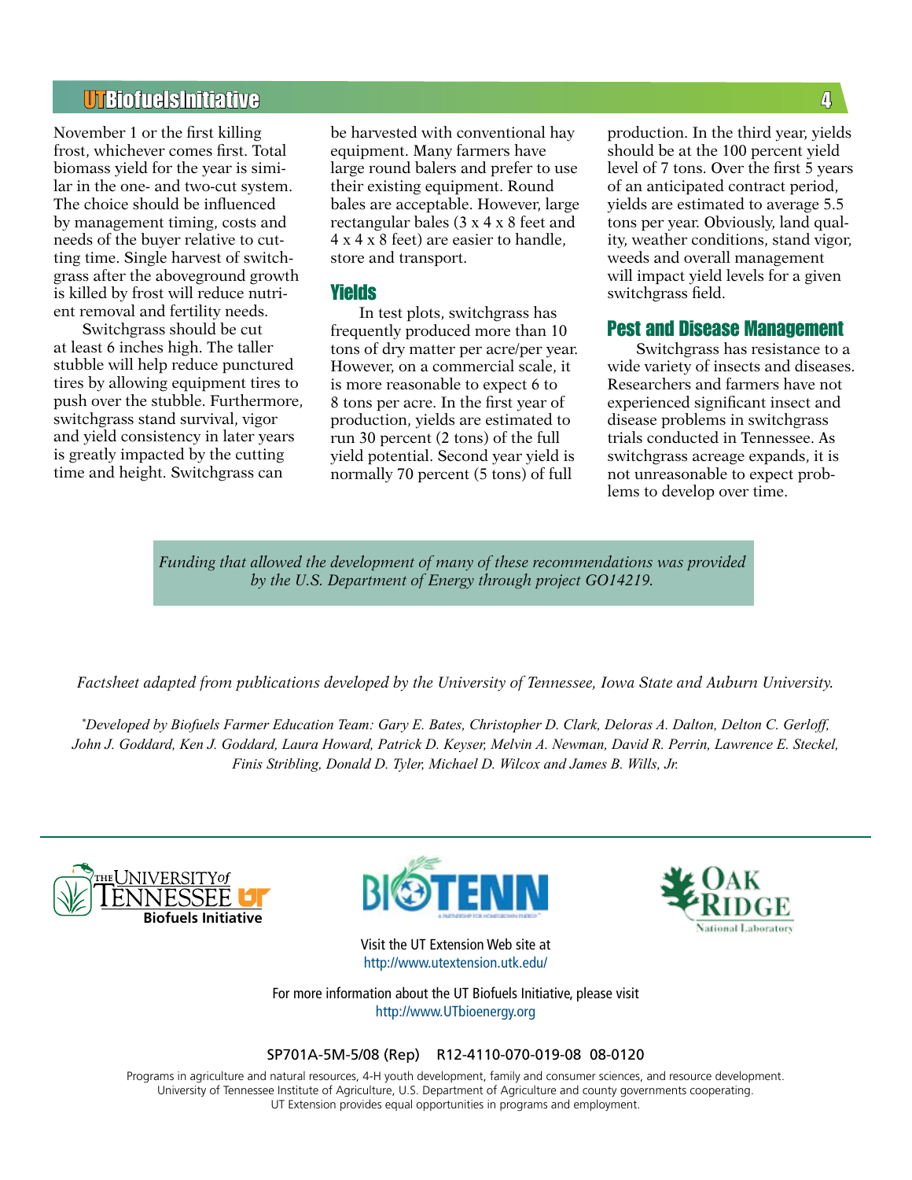November 1 or the first killing frost, whichever comes first. Total biomass yield for the year is similar in the one- and two-cut system. The choice should be influenced by management timing, costs and needs of the buyer relative to cutting time. Single harvest of switchgrass after the aboveground growth is killed by frost will reduce nutrient removal and fertility needs.

Switchgrass should be cut at least 6 inches high. The taller stubble will help reduce punctured tires by allowing equipment tires to push over the stubble. Furthermore, switchgrass stand survival, vigor and yield consistency in later years is greatly impacted by the cutting time and height. Switchgrass can be harvested with conventional hay equipment. Many farmers have large round balers and prefer to use their existing equipment. Round bales are acceptable. However, large rectangular bales (3 x 4 x 8 feet and 4 x 4 x 8 feet) are easier to handle, store and transport.

## Yields

In test plots, switchgrass has frequently produced more than 10 tons of dry matter per acre/per year. However, on a commercial scale, it is more reasonable to expect 6 to 8 tons per acre. In the first year of production, yields are estimated to run 30 percent (2 tons) of the full yield potential. Second year yield is normally 70 percent (5 tons) of full production. In the third year, yields should be at the 100 percent yield level of 7 tons. Over the first 5 years of an anticipated contract period, yields are estimated to average 5.5 tons per year. Obviously, land quality, weather conditions, stand vigor, weeds and overall management will impact yield levels for a given switchgrass field.

## Pest and Disease Management

Switchgrass has resistance to a wide variety of insects and diseases. Researchers and farmers have not experienced significant insect and disease problems in switchgrass trials conducted in Tennessee. As switchgrass acreage expands, it is not unreasonable to expect problems to develop over time.

*Funding that allowed the development of many of these recommendations was provided by the U.S. Department of Energy through project GO14219.*

*Factsheet adapted from publications developed by the University of Tennessee, Iowa State and Auburn University.*

*[*]Developed by Biofuels Farmer Education Team: Gary E. Bates, Christopher D. Clark, Deloras A. Dalton, Delton C. Gerloff, John J. Goddard, Ken J. Goddard, Laura Howard, Patrick D. Keyser, Melvin A. Newman, David R. Perrin, Lawrence E. Steckel, Finis Stribling, Donald D. Tyler, Michael D. Wilcox and James B. Wills, Jr.*

The University of Tennessee Biofuels Initiative

BIOTENN — A Partnership for Homegrown Energy

Oak Ridge National Laboratory

Visit the UT Extension Web site at
http://www.utextension.utk.edu/

For more information about the UT Biofuels Initiative, please visit
http://www.UTbioenergy.org

SP701A-5M-5/08 (Rep) R12-4110-070-019-08 08-0120

Programs in agriculture and natural resources, 4-H youth development, family and consumer sciences, and resource development.
University of Tennessee Institute of Agriculture, U.S. Department of Agriculture and county governments cooperating.
UT Extension provides equal opportunities in programs and employment.